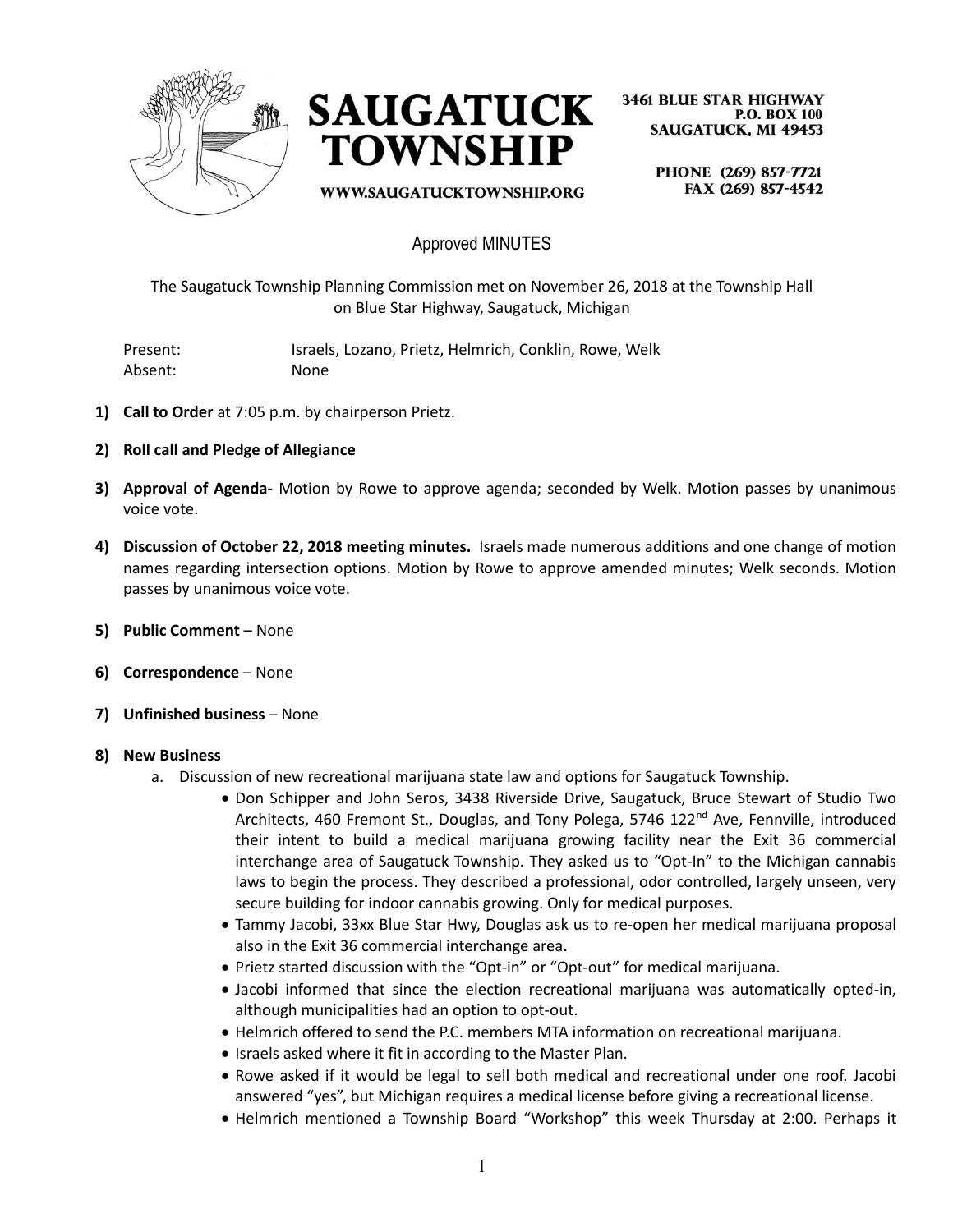# SAUGATUCK TOWNSHIP

3461 BLUE STAR HIGHWAY
P.O. BOX 100
SAUGATUCK, MI 49453

PHONE (269) 857-7721
FAX (269) 857-4542

WWW.SAUGATUCKTOWNSHIP.ORG

## Approved MINUTES

The Saugatuck Township Planning Commission met on November 26, 2018 at the Township Hall on Blue Star Highway, Saugatuck, Michigan

Present: Israels, Lozano, Prietz, Helmrich, Conklin, Rowe, Welk
Absent: None

1) **Call to Order** at 7:05 p.m. by chairperson Prietz.

2) **Roll call and Pledge of Allegiance**

3) **Approval of Agenda-** Motion by Rowe to approve agenda; seconded by Welk. Motion passes by unanimous voice vote.

4) **Discussion of October 22, 2018 meeting minutes.** Israels made numerous additions and one change of motion names regarding intersection options. Motion by Rowe to approve amended minutes; Welk seconds. Motion passes by unanimous voice vote.

5) **Public Comment** – None

6) **Correspondence** – None

7) **Unfinished business** – None

8) **New Business**
   a. Discussion of new recreational marijuana state law and options for Saugatuck Township.
      - Don Schipper and John Seros, 3438 Riverside Drive, Saugatuck, Bruce Stewart of Studio Two Architects, 460 Fremont St., Douglas, and Tony Polega, 5746 122nd Ave, Fennville, introduced their intent to build a medical marijuana growing facility near the Exit 36 commercial interchange area of Saugatuck Township. They asked us to "Opt-In" to the Michigan cannabis laws to begin the process. They described a professional, odor controlled, largely unseen, very secure building for indoor cannabis growing. Only for medical purposes.
      - Tammy Jacobi, 33xx Blue Star Hwy, Douglas ask us to re-open her medical marijuana proposal also in the Exit 36 commercial interchange area.
      - Prietz started discussion with the "Opt-in" or "Opt-out" for medical marijuana.
      - Jacobi informed that since the election recreational marijuana was automatically opted-in, although municipalities had an option to opt-out.
      - Helmrich offered to send the P.C. members MTA information on recreational marijuana.
      - Israels asked where it fit in according to the Master Plan.
      - Rowe asked if it would be legal to sell both medical and recreational under one roof. Jacobi answered "yes", but Michigan requires a medical license before giving a recreational license.
      - Helmrich mentioned a Township Board "Workshop" this week Thursday at 2:00. Perhaps it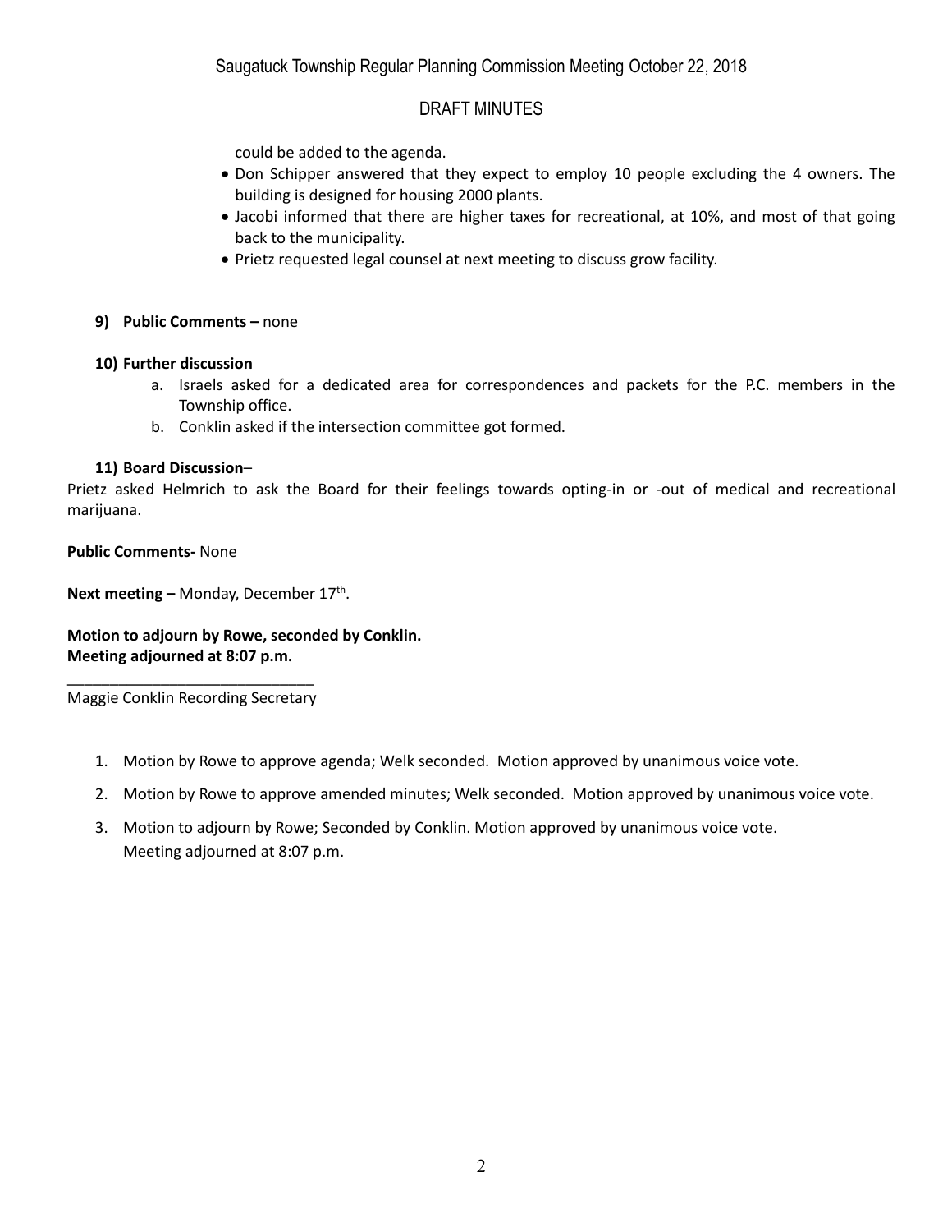could be added to the agenda.

- Don Schipper answered that they expect to employ 10 people excluding the 4 owners. The building is designed for housing 2000 plants.
- Jacobi informed that there are higher taxes for recreational, at 10%, and most of that going back to the municipality.
- Prietz requested legal counsel at next meeting to discuss grow facility.

**9) Public Comments –** none

**10) Further discussion**

a. Israels asked for a dedicated area for correspondences and packets for the P.C. members in the Township office.

b. Conklin asked if the intersection committee got formed.

**11) Board Discussion**–

Prietz asked Helmrich to ask the Board for their feelings towards opting-in or -out of medical and recreational marijuana.

**Public Comments-** None

**Next meeting –** Monday, December 17th.

**Motion to adjourn by Rowe, seconded by Conklin.**
**Meeting adjourned at 8:07 p.m.**

______________________________
Maggie Conklin Recording Secretary

1. Motion by Rowe to approve agenda; Welk seconded. Motion approved by unanimous voice vote.
2. Motion by Rowe to approve amended minutes; Welk seconded. Motion approved by unanimous voice vote.
3. Motion to adjourn by Rowe; Seconded by Conklin. Motion approved by unanimous voice vote.
   Meeting adjourned at 8:07 p.m.